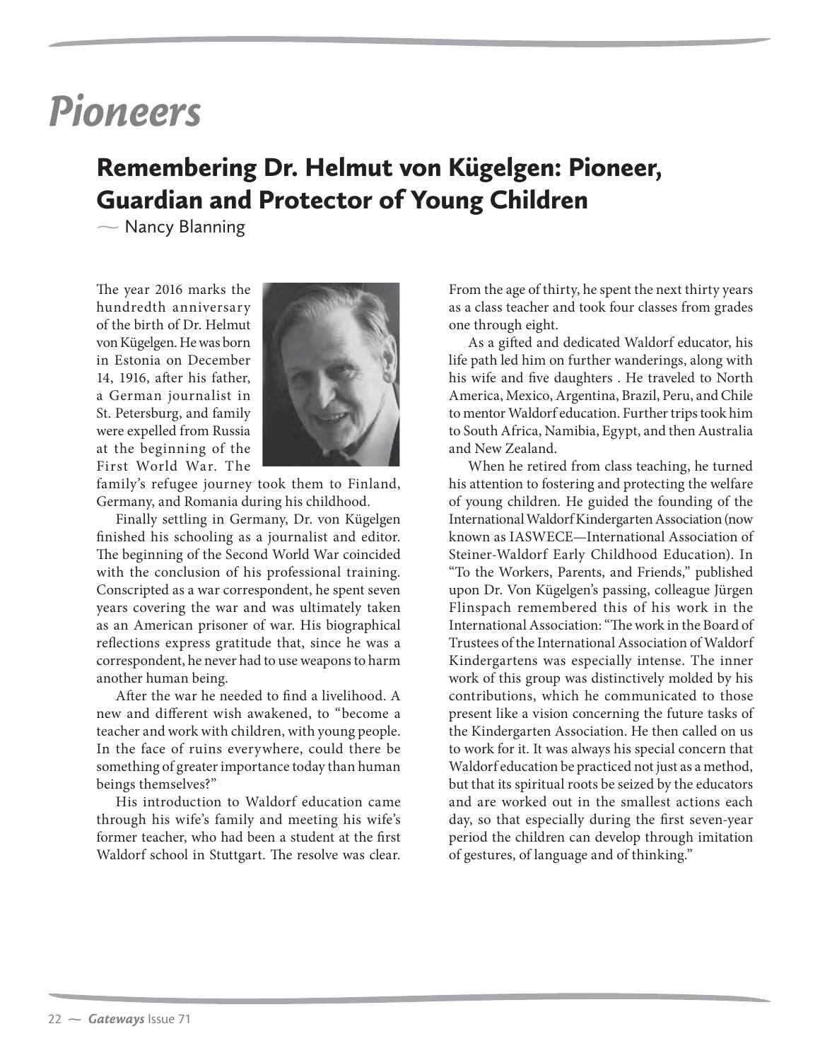# Pioneers

## Remembering Dr. Helmut von Kügelgen: Pioneer, Guardian and Protector of Young Children

— Nancy Blanning

The year 2016 marks the hundredth anniversary of the birth of Dr. Helmut von Kügelgen. He was born in Estonia on December 14, 1916, after his father, a German journalist in St. Petersburg, and family were expelled from Russia at the beginning of the First World War. The family's refugee journey took them to Finland, Germany, and Romania during his childhood.

Finally settling in Germany, Dr. von Kügelgen finished his schooling as a journalist and editor. The beginning of the Second World War coincided with the conclusion of his professional training. Conscripted as a war correspondent, he spent seven years covering the war and was ultimately taken as an American prisoner of war. His biographical reflections express gratitude that, since he was a correspondent, he never had to use weapons to harm another human being.

After the war he needed to find a livelihood. A new and different wish awakened, to "become a teacher and work with children, with young people. In the face of ruins everywhere, could there be something of greater importance today than human beings themselves?"

His introduction to Waldorf education came through his wife's family and meeting his wife's former teacher, who had been a student at the first Waldorf school in Stuttgart. The resolve was clear. From the age of thirty, he spent the next thirty years as a class teacher and took four classes from grades one through eight.

As a gifted and dedicated Waldorf educator, his life path led him on further wanderings, along with his wife and five daughters . He traveled to North America, Mexico, Argentina, Brazil, Peru, and Chile to mentor Waldorf education. Further trips took him to South Africa, Namibia, Egypt, and then Australia and New Zealand.

When he retired from class teaching, he turned his attention to fostering and protecting the welfare of young children. He guided the founding of the International Waldorf Kindergarten Association (now known as IASWECE—International Association of Steiner-Waldorf Early Childhood Education). In "To the Workers, Parents, and Friends," published upon Dr. Von Kügelgen's passing, colleague Jürgen Flinspach remembered this of his work in the International Association: "The work in the Board of Trustees of the International Association of Waldorf Kindergartens was especially intense. The inner work of this group was distinctively molded by his contributions, which he communicated to those present like a vision concerning the future tasks of the Kindergarten Association. He then called on us to work for it. It was always his special concern that Waldorf education be practiced not just as a method, but that its spiritual roots be seized by the educators and are worked out in the smallest actions each day, so that especially during the first seven-year period the children can develop through imitation of gestures, of language and of thinking."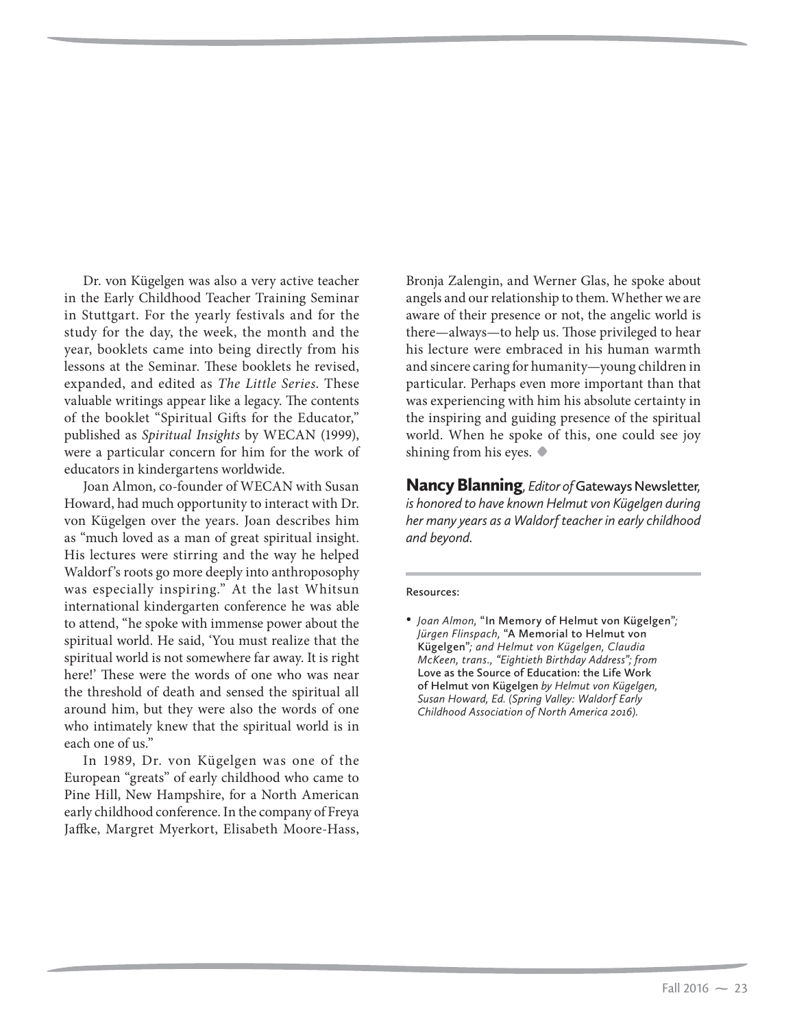Dr. von Kügelgen was also a very active teacher in the Early Childhood Teacher Training Seminar in Stuttgart. For the yearly festivals and for the study for the day, the week, the month and the year, booklets came into being directly from his lessons at the Seminar. These booklets he revised, expanded, and edited as *The Little Series*. These valuable writings appear like a legacy. The contents of the booklet "Spiritual Gifts for the Educator," published as *Spiritual Insights* by WECAN (1999), were a particular concern for him for the work of educators in kindergartens worldwide.

Joan Almon, co-founder of WECAN with Susan Howard, had much opportunity to interact with Dr. von Kügelgen over the years. Joan describes him as "much loved as a man of great spiritual insight. His lectures were stirring and the way he helped Waldorf's roots go more deeply into anthroposophy was especially inspiring." At the last Whitsun international kindergarten conference he was able to attend, "he spoke with immense power about the spiritual world. He said, 'You must realize that the spiritual world is not somewhere far away. It is right here!' These were the words of one who was near the threshold of death and sensed the spiritual all around him, but they were also the words of one who intimately knew that the spiritual world is in each one of us."

In 1989, Dr. von Kügelgen was one of the European "greats" of early childhood who came to Pine Hill, New Hampshire, for a North American early childhood conference. In the company of Freya Jaffke, Margret Myerkort, Elisabeth Moore-Hass, Bronja Zalengin, and Werner Glas, he spoke about angels and our relationship to them. Whether we are aware of their presence or not, the angelic world is there—always—to help us. Those privileged to hear his lecture were embraced in his human warmth and sincere caring for humanity—young children in particular. Perhaps even more important than that was experiencing with him his absolute certainty in the inspiring and guiding presence of the spiritual world. When he spoke of this, one could see joy shining from his eyes. ◆

**Nancy Blanning**, *Editor of* Gateways Newsletter, *is honored to have known Helmut von Kügelgen during her many years as a Waldorf teacher in early childhood and beyond.*

Resources:

- *Joan Almon,* "In Memory of Helmut von Kügelgen"*; Jürgen Flinspach,* "A Memorial to Helmut von Kügelgen"*; and Helmut von Kügelgen, Claudia McKeen, trans., "Eightieth Birthday Address"; from* Love as the Source of Education: the Life Work of Helmut von Kügelgen *by Helmut von Kügelgen, Susan Howard, Ed. (Spring Valley: Waldorf Early Childhood Association of North America 2016).*